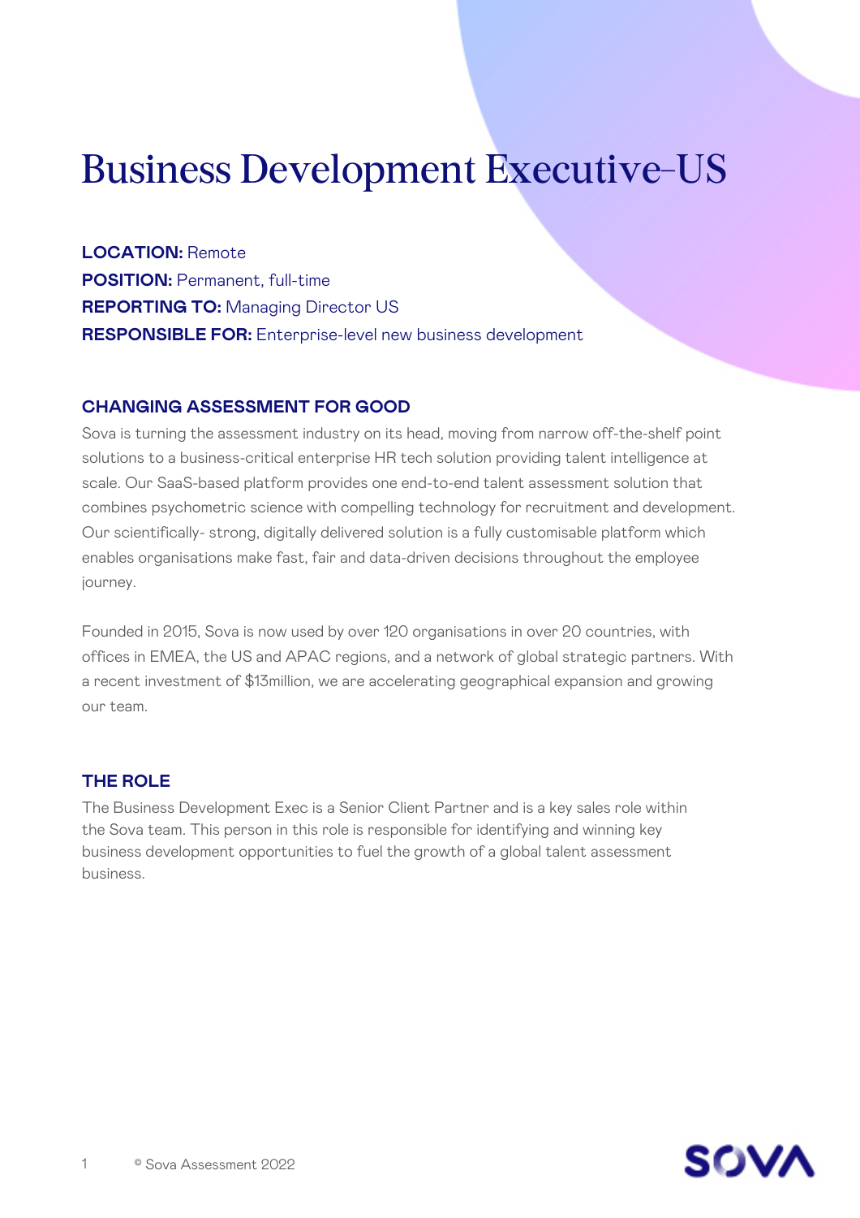# Business Development Executive–US

**LOCATION:** Remote
**POSITION:** Permanent, full-time
**REPORTING TO:** Managing Director US
**RESPONSIBLE FOR:** Enterprise-level new business development

## CHANGING ASSESSMENT FOR GOOD

Sova is turning the assessment industry on its head, moving from narrow off-the-shelf point solutions to a business-critical enterprise HR tech solution providing talent intelligence at scale. Our SaaS-based platform provides one end-to-end talent assessment solution that combines psychometric science with compelling technology for recruitment and development. Our scientifically- strong, digitally delivered solution is a fully customisable platform which enables organisations make fast, fair and data-driven decisions throughout the employee journey.

Founded in 2015, Sova is now used by over 120 organisations in over 20 countries, with offices in EMEA, the US and APAC regions, and a network of global strategic partners. With a recent investment of $13million, we are accelerating geographical expansion and growing our team.

## THE ROLE

The Business Development Exec is a Senior Client Partner and is a key sales role within the Sova team. This person in this role is responsible for identifying and winning key business development opportunities to fuel the growth of a global talent assessment business.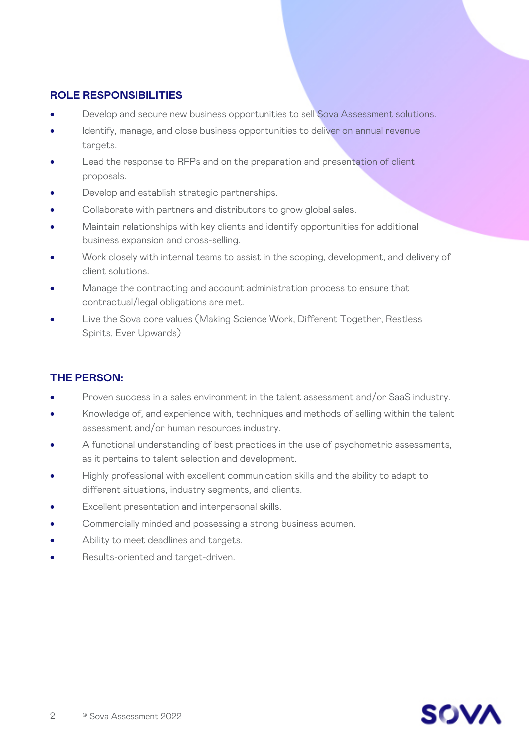## ROLE RESPONSIBILITIES

- Develop and secure new business opportunities to sell Sova Assessment solutions.
- Identify, manage, and close business opportunities to deliver on annual revenue targets.
- Lead the response to RFPs and on the preparation and presentation of client proposals.
- Develop and establish strategic partnerships.
- Collaborate with partners and distributors to grow global sales.
- Maintain relationships with key clients and identify opportunities for additional business expansion and cross-selling.
- Work closely with internal teams to assist in the scoping, development, and delivery of client solutions.
- Manage the contracting and account administration process to ensure that contractual/legal obligations are met.
- Live the Sova core values (Making Science Work, Different Together, Restless Spirits, Ever Upwards)

## THE PERSON:

- Proven success in a sales environment in the talent assessment and/or SaaS industry.
- Knowledge of, and experience with, techniques and methods of selling within the talent assessment and/or human resources industry.
- A functional understanding of best practices in the use of psychometric assessments, as it pertains to talent selection and development.
- Highly professional with excellent communication skills and the ability to adapt to different situations, industry segments, and clients.
- Excellent presentation and interpersonal skills.
- Commercially minded and possessing a strong business acumen.
- Ability to meet deadlines and targets.
- Results-oriented and target-driven.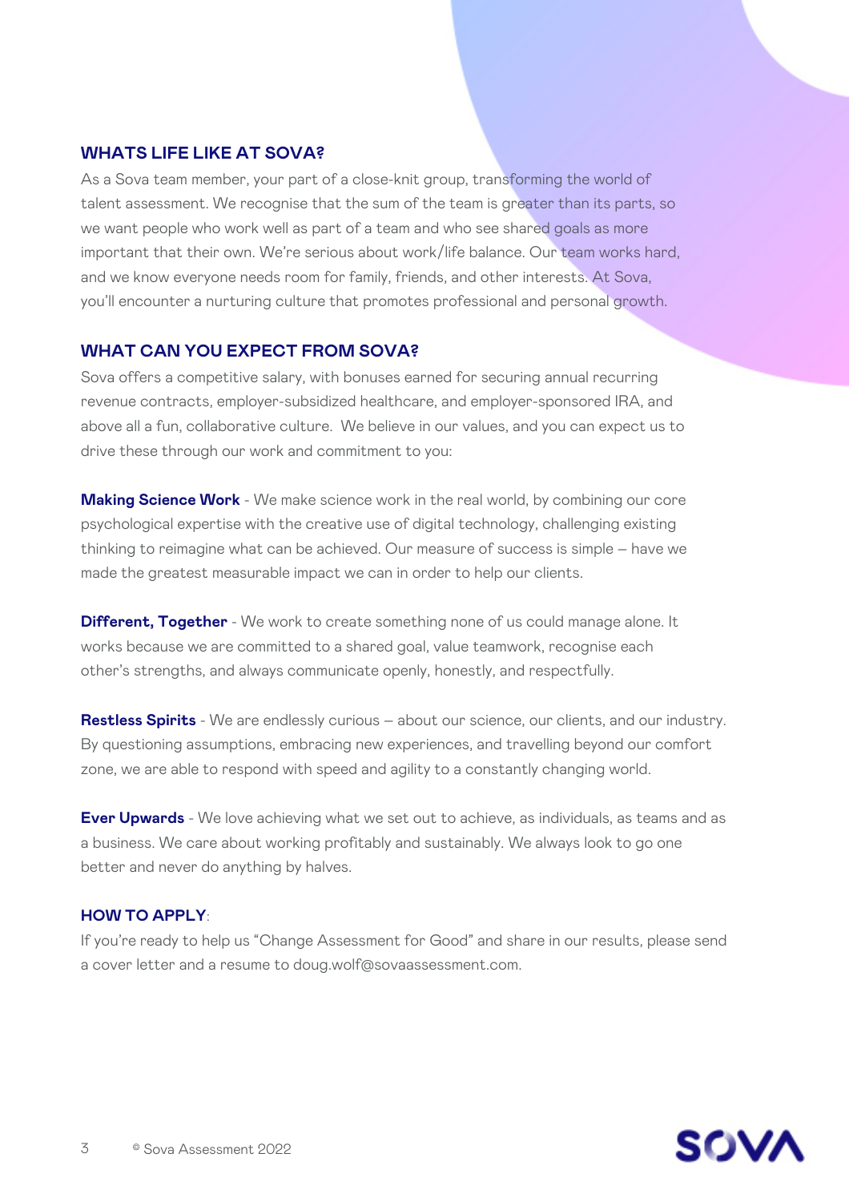## WHATS LIFE LIKE AT SOVA?

As a Sova team member, your part of a close-knit group, transforming the world of talent assessment. We recognise that the sum of the team is greater than its parts, so we want people who work well as part of a team and who see shared goals as more important that their own. We're serious about work/life balance. Our team works hard, and we know everyone needs room for family, friends, and other interests. At Sova, you'll encounter a nurturing culture that promotes professional and personal growth.

## WHAT CAN YOU EXPECT FROM SOVA?

Sova offers a competitive salary, with bonuses earned for securing annual recurring revenue contracts, employer-subsidized healthcare, and employer-sponsored IRA, and above all a fun, collaborative culture. We believe in our values, and you can expect us to drive these through our work and commitment to you:

**Making Science Work** - We make science work in the real world, by combining our core psychological expertise with the creative use of digital technology, challenging existing thinking to reimagine what can be achieved. Our measure of success is simple – have we made the greatest measurable impact we can in order to help our clients.

**Different, Together** - We work to create something none of us could manage alone. It works because we are committed to a shared goal, value teamwork, recognise each other's strengths, and always communicate openly, honestly, and respectfully.

**Restless Spirits** - We are endlessly curious – about our science, our clients, and our industry. By questioning assumptions, embracing new experiences, and travelling beyond our comfort zone, we are able to respond with speed and agility to a constantly changing world.

**Ever Upwards** - We love achieving what we set out to achieve, as individuals, as teams and as a business. We care about working profitably and sustainably. We always look to go one better and never do anything by halves.

## HOW TO APPLY:

If you're ready to help us "Change Assessment for Good" and share in our results, please send a cover letter and a resume to doug.wolf@sovaassessment.com.